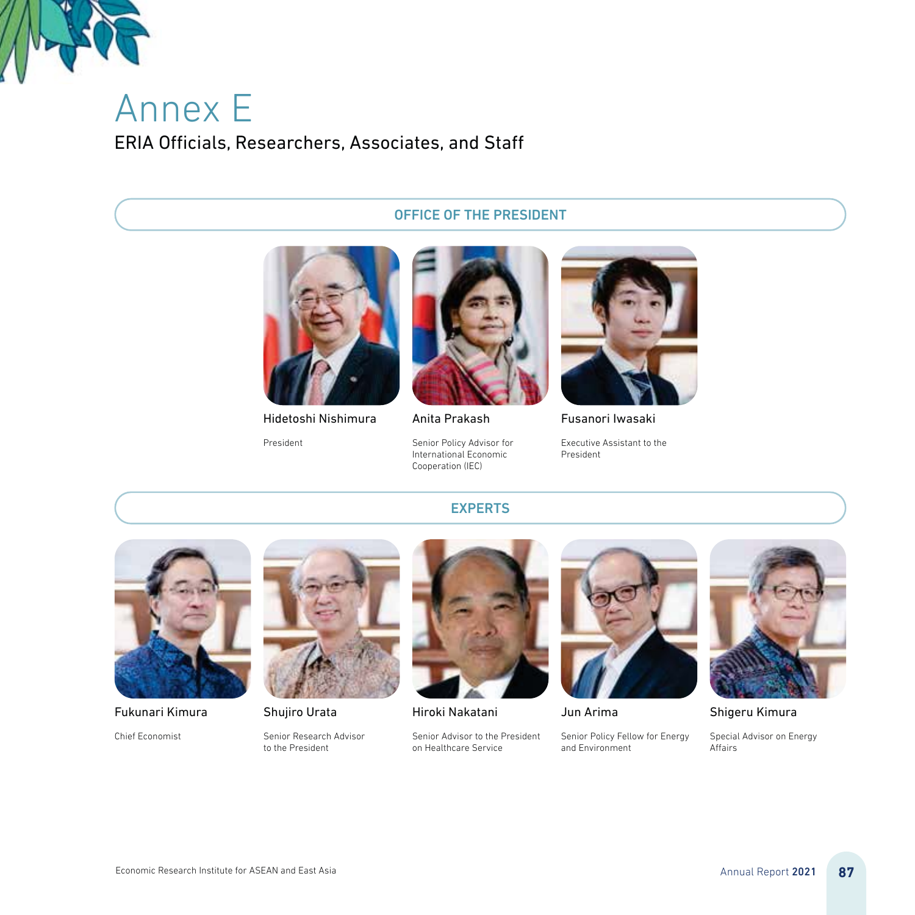# Annex E

## ERIA Officials, Researchers, Associates, and Staff

### OFFICE OF THE PRESIDENT

**Hidetoshi Nishimura**
President

**Anita Prakash**
Senior Policy Advisor for International Economic Cooperation (IEC)

**Fusanori Iwasaki**
Executive Assistant to the President

### EXPERTS

**Fukunari Kimura**
Chief Economist

**Shujiro Urata**
Senior Research Advisor to the President

**Hiroki Nakatani**
Senior Advisor to the President on Healthcare Service

**Jun Arima**
Senior Policy Fellow for Energy and Environment

**Shigeru Kimura**
Special Advisor on Energy Affairs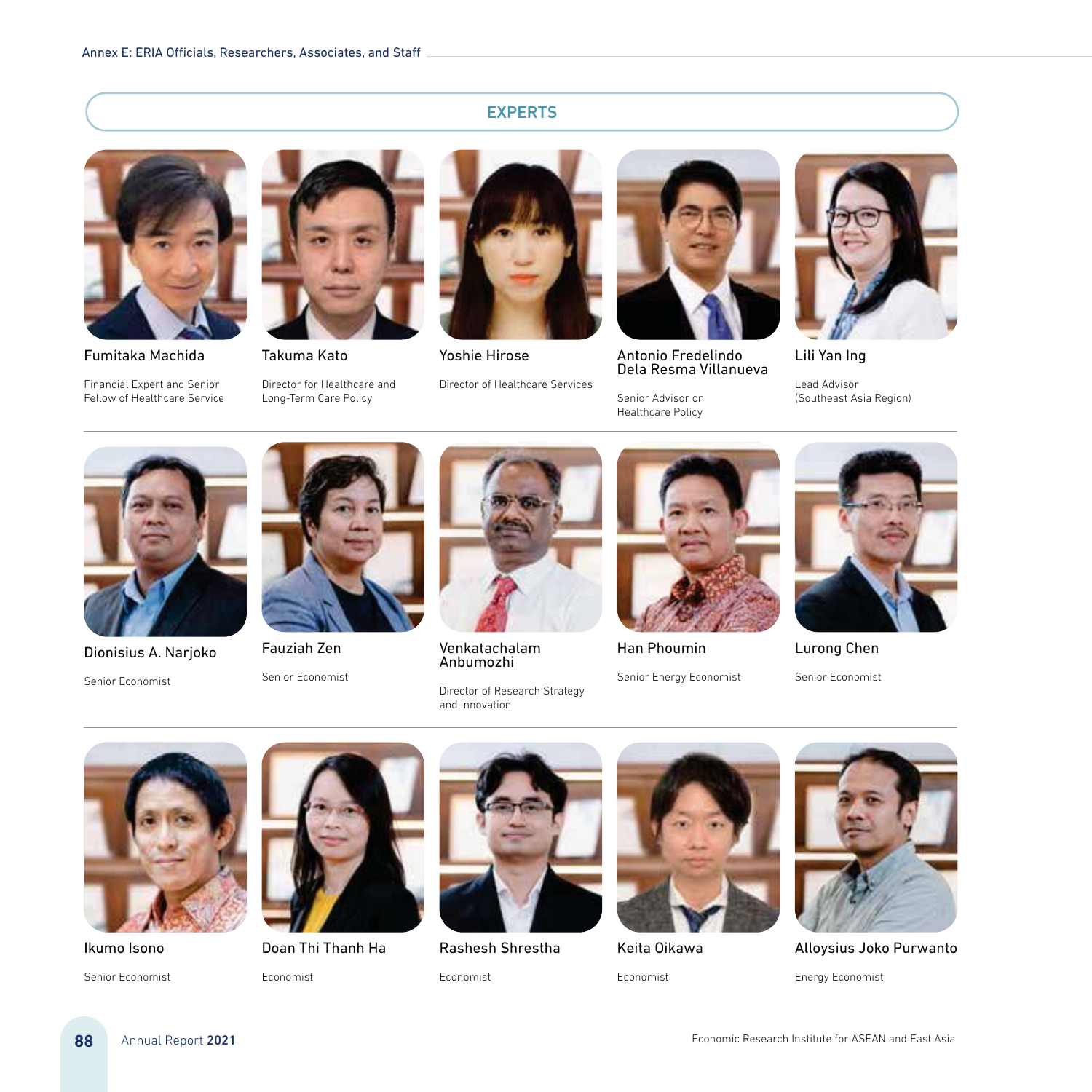## EXPERTS

**Fumitaka Machida**
Financial Expert and Senior Fellow of Healthcare Service

**Takuma Kato**
Director for Healthcare and Long-Term Care Policy

**Yoshie Hirose**
Director of Healthcare Services

**Antonio Fredelindo Dela Resma Villanueva**
Senior Advisor on Healthcare Policy

**Lili Yan Ing**
Lead Advisor (Southeast Asia Region)

**Dionisius A. Narjoko**
Senior Economist

**Fauziah Zen**
Senior Economist

**Venkatachalam Anbumozhi**
Director of Research Strategy and Innovation

**Han Phoumin**
Senior Energy Economist

**Lurong Chen**
Senior Economist

**Ikumo Isono**
Senior Economist

**Doan Thi Thanh Ha**
Economist

**Rashesh Shrestha**
Economist

**Keita Oikawa**
Economist

**Alloysius Joko Purwanto**
Energy Economist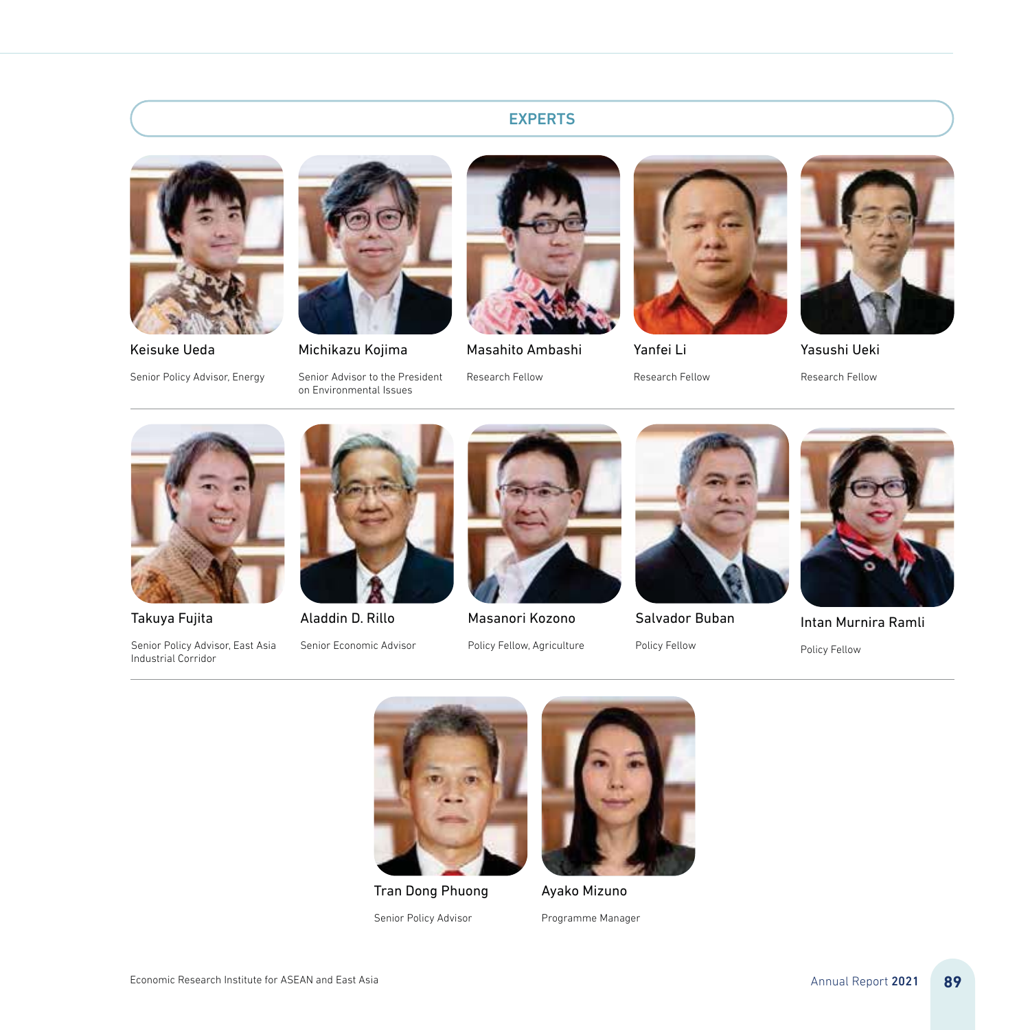## EXPERTS

**Keisuke Ueda**
Senior Policy Advisor, Energy

**Michikazu Kojima**
Senior Advisor to the President on Environmental Issues

**Masahito Ambashi**
Research Fellow

**Yanfei Li**
Research Fellow

**Yasushi Ueki**
Research Fellow

**Takuya Fujita**
Senior Policy Advisor, East Asia Industrial Corridor

**Aladdin D. Rillo**
Senior Economic Advisor

**Masanori Kozono**
Policy Fellow, Agriculture

**Salvador Buban**
Policy Fellow

**Intan Murnira Ramli**
Policy Fellow

**Tran Dong Phuong**
Senior Policy Advisor

**Ayako Mizuno**
Programme Manager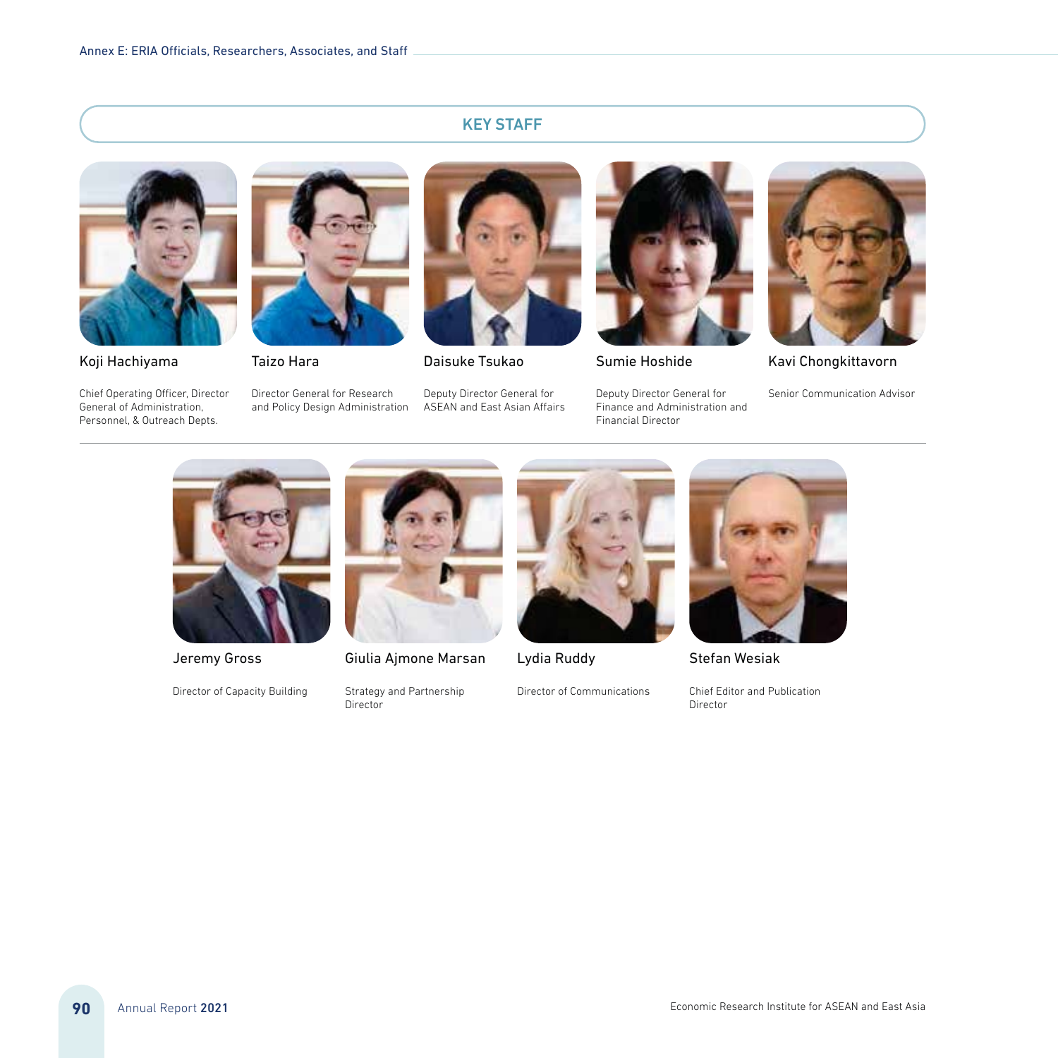## KEY STAFF

**Koji Hachiyama**

Chief Operating Officer, Director General of Administration, Personnel, & Outreach Depts.

**Taizo Hara**

Director General for Research and Policy Design Administration

**Daisuke Tsukao**

Deputy Director General for ASEAN and East Asian Affairs

**Sumie Hoshide**

Deputy Director General for Finance and Administration and Financial Director

**Kavi Chongkittavorn**

Senior Communication Advisor

---

**Jeremy Gross**

Director of Capacity Building

**Giulia Ajmone Marsan**

Strategy and Partnership Director

**Lydia Ruddy**

Director of Communications

**Stefan Wesiak**

Chief Editor and Publication Director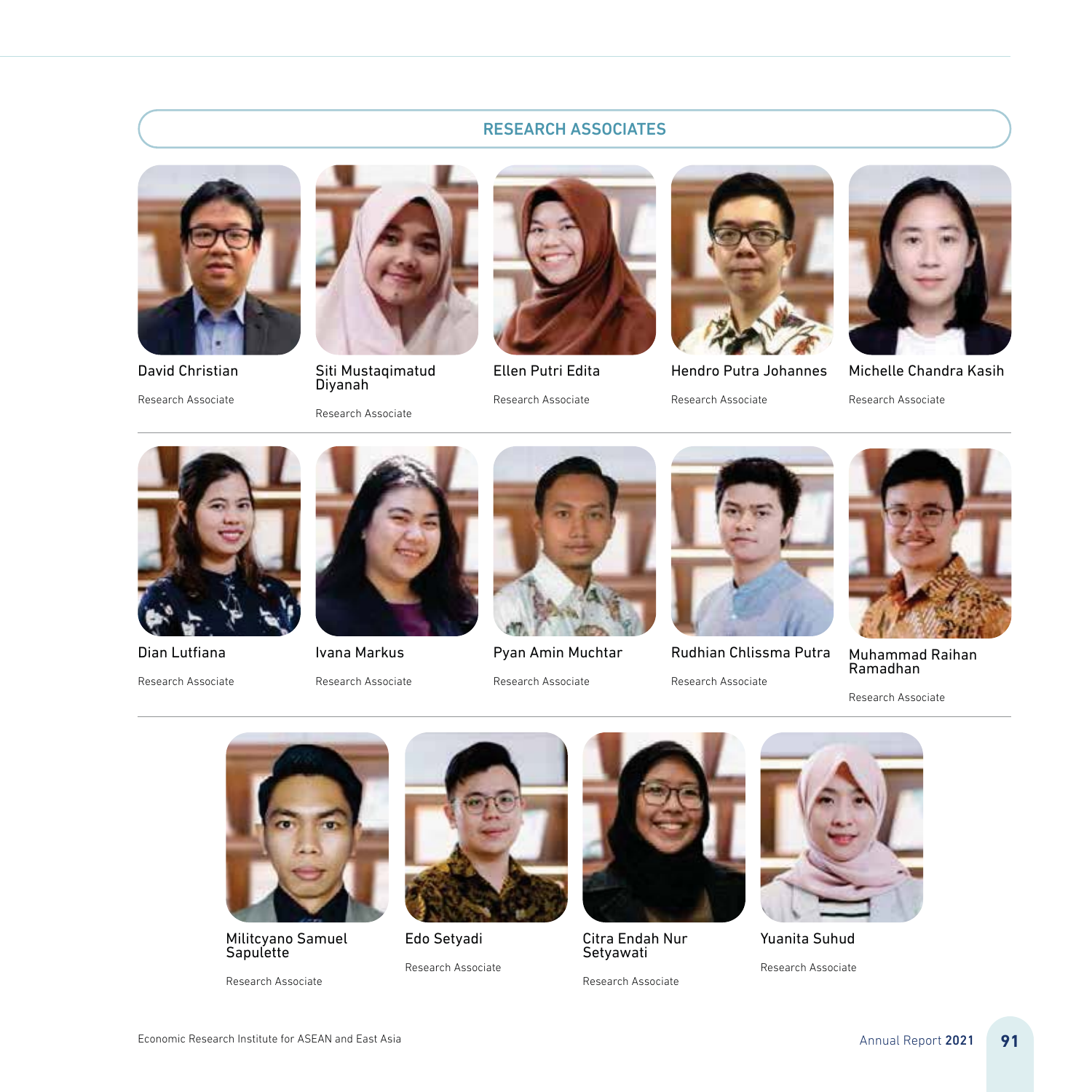## RESEARCH ASSOCIATES

David Christian

Research Associate

Siti Mustaqimatud Diyanah

Research Associate

Ellen Putri Edita

Research Associate

Hendro Putra Johannes

Research Associate

Michelle Chandra Kasih

Research Associate

Dian Lutfiana

Research Associate

Ivana Markus

Research Associate

Pyan Amin Muchtar

Research Associate

Rudhian Chlissma Putra

Research Associate

Muhammad Raihan Ramadhan

Research Associate

Militcyano Samuel Sapulette

Research Associate

Edo Setyadi

Research Associate

Citra Endah Nur Setyawati

Research Associate

Yuanita Suhud

Research Associate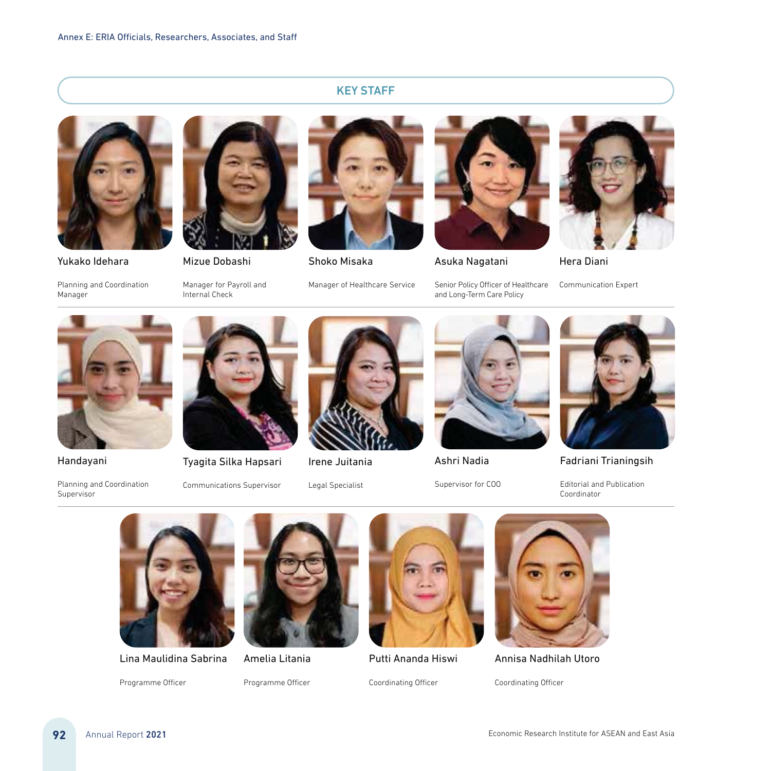## KEY STAFF

**Yukako Idehara**
Planning and Coordination Manager

**Mizue Dobashi**
Manager for Payroll and Internal Check

**Shoko Misaka**
Manager of Healthcare Service

**Asuka Nagatani**
Senior Policy Officer of Healthcare and Long-Term Care Policy

**Hera Diani**
Communication Expert

**Handayani**
Planning and Coordination Supervisor

**Tyagita Silka Hapsari**
Communications Supervisor

**Irene Juitania**
Legal Specialist

**Ashri Nadia**
Supervisor for COO

**Fadriani Trianingsih**
Editorial and Publication Coordinator

**Lina Maulidina Sabrina**
Programme Officer

**Amelia Litania**
Programme Officer

**Putti Ananda Hiswi**
Coordinating Officer

**Annisa Nadhilah Utoro**
Coordinating Officer